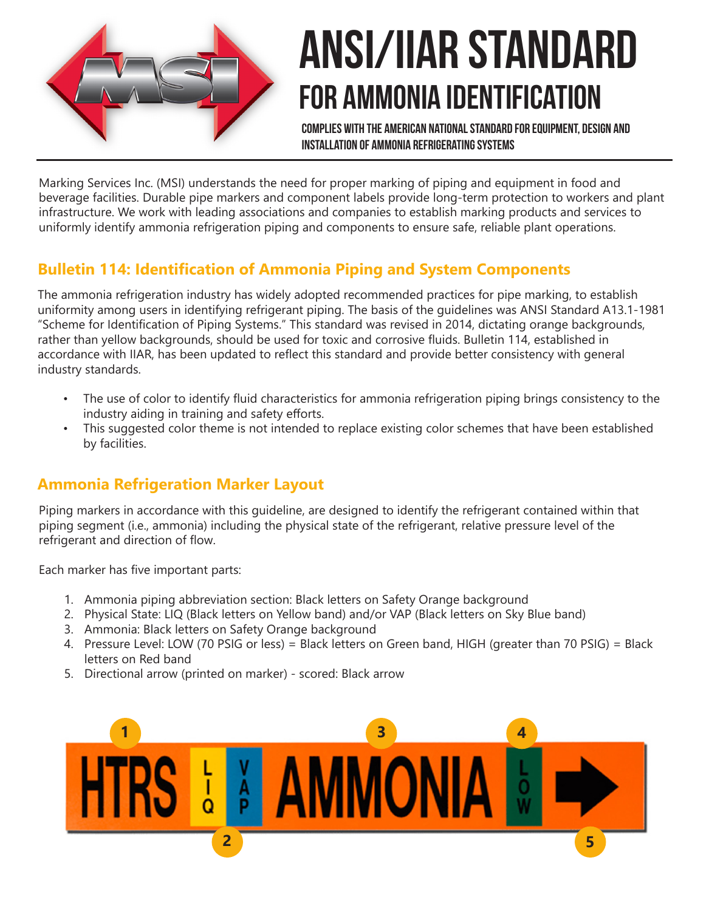# ANSI/IIAR STANDARD

## FOR AMMONIA IDENTIFICATION

**COMPLIES WITH THE AMERICAN NATIONAL STANDARD FOR EQUIPMENT, DESIGN AND INSTALLATION OF AMMONIA REFRIGERATING SYSTEMS**

Marking Services Inc. (MSI) understands the need for proper marking of piping and equipment in food and beverage facilities. Durable pipe markers and component labels provide long-term protection to workers and plant infrastructure. We work with leading associations and companies to establish marking products and services to uniformly identify ammonia refrigeration piping and components to ensure safe, reliable plant operations.

### Bulletin 114: Identification of Ammonia Piping and System Components

The ammonia refrigeration industry has widely adopted recommended practices for pipe marking, to establish uniformity among users in identifying refrigerant piping. The basis of the guidelines was ANSI Standard A13.1-1981 "Scheme for Identification of Piping Systems." This standard was revised in 2014, dictating orange backgrounds, rather than yellow backgrounds, should be used for toxic and corrosive fluids. Bulletin 114, established in accordance with IIAR, has been updated to reflect this standard and provide better consistency with general industry standards.

- The use of color to identify fluid characteristics for ammonia refrigeration piping brings consistency to the industry aiding in training and safety efforts.
- This suggested color theme is not intended to replace existing color schemes that have been established by facilities.

### Ammonia Refrigeration Marker Layout

Piping markers in accordance with this guideline, are designed to identify the refrigerant contained within that piping segment (i.e., ammonia) including the physical state of the refrigerant, relative pressure level of the refrigerant and direction of flow.

Each marker has five important parts:

1. Ammonia piping abbreviation section: Black letters on Safety Orange background
2. Physical State: LIQ (Black letters on Yellow band) and/or VAP (Black letters on Sky Blue band)
3. Ammonia: Black letters on Safety Orange background
4. Pressure Level: LOW (70 PSIG or less) = Black letters on Green band, HIGH (greater than 70 PSIG) = Black letters on Red band
5. Directional arrow (printed on marker) - scored: Black arrow

1 HTRS | 2 LIQ VAP | 3 AMMONIA | 4 LOW | 5 →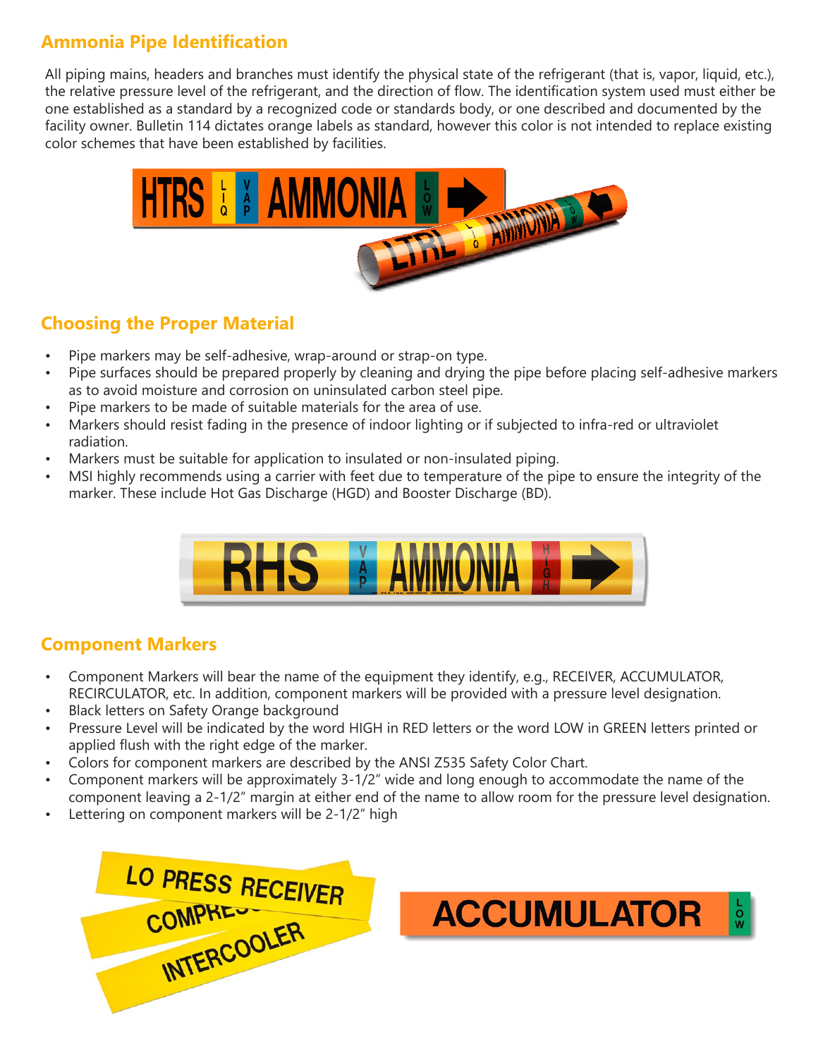## Ammonia Pipe Identification

All piping mains, headers and branches must identify the physical state of the refrigerant (that is, vapor, liquid, etc.), the relative pressure level of the refrigerant, and the direction of flow. The identification system used must either be one established as a standard by a recognized code or standards body, or one described and documented by the facility owner. Bulletin 114 dictates orange labels as standard, however this color is not intended to replace existing color schemes that have been established by facilities.

## Choosing the Proper Material

- Pipe markers may be self-adhesive, wrap-around or strap-on type.
- Pipe surfaces should be prepared properly by cleaning and drying the pipe before placing self-adhesive markers as to avoid moisture and corrosion on uninsulated carbon steel pipe.
- Pipe markers to be made of suitable materials for the area of use.
- Markers should resist fading in the presence of indoor lighting or if subjected to infra-red or ultraviolet radiation.
- Markers must be suitable for application to insulated or non-insulated piping.
- MSI highly recommends using a carrier with feet due to temperature of the pipe to ensure the integrity of the marker. These include Hot Gas Discharge (HGD) and Booster Discharge (BD).

## Component Markers

- Component Markers will bear the name of the equipment they identify, e.g., RECEIVER, ACCUMULATOR, RECIRCULATOR, etc. In addition, component markers will be provided with a pressure level designation.
- Black letters on Safety Orange background
- Pressure Level will be indicated by the word HIGH in RED letters or the word LOW in GREEN letters printed or applied flush with the right edge of the marker.
- Colors for component markers are described by the ANSI Z535 Safety Color Chart.
- Component markers will be approximately 3-1/2" wide and long enough to accommodate the name of the component leaving a 2-1/2" margin at either end of the name to allow room for the pressure level designation.
- Lettering on component markers will be 2-1/2" high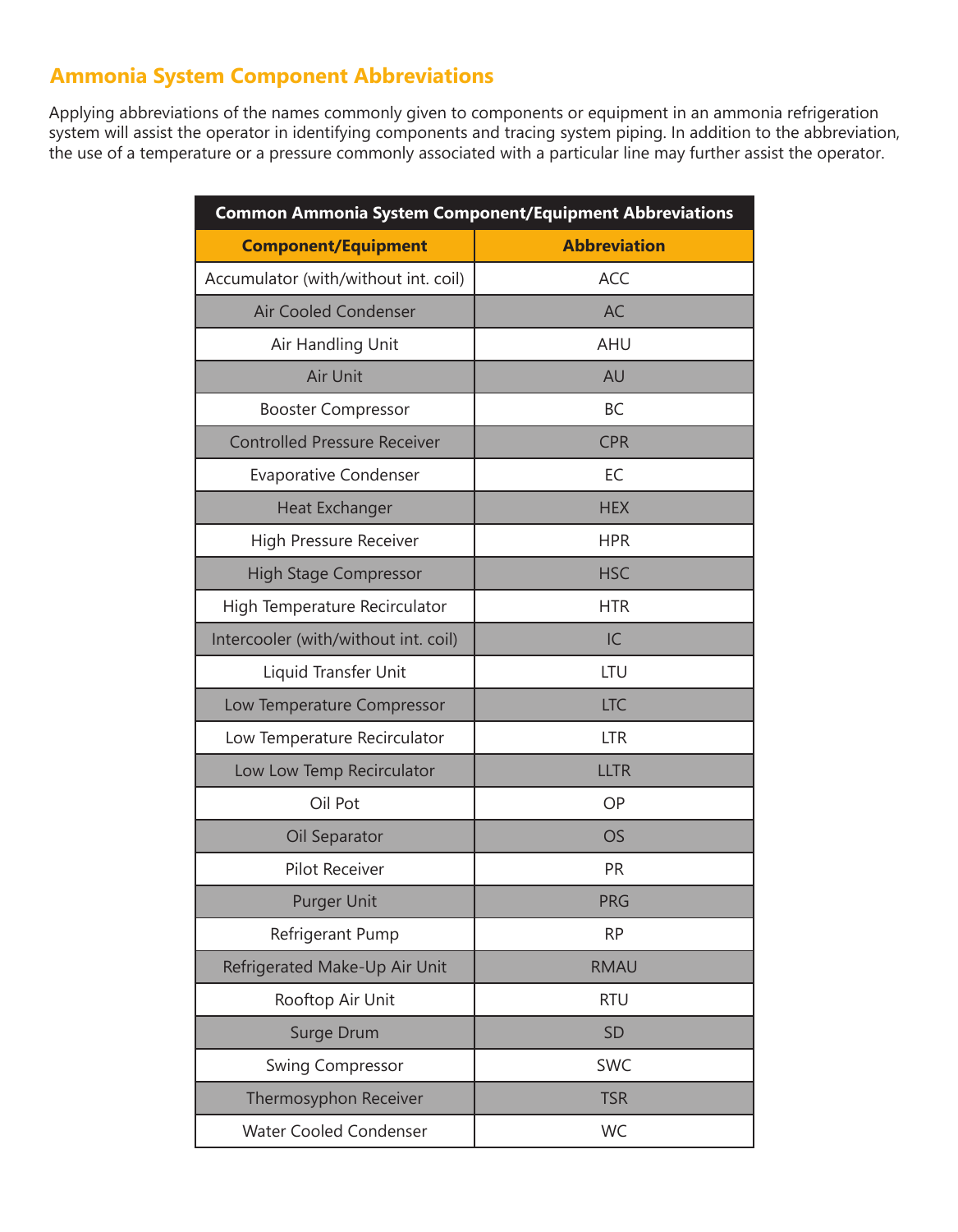## Ammonia System Component Abbreviations

Applying abbreviations of the names commonly given to components or equipment in an ammonia refrigeration system will assist the operator in identifying components and tracing system piping. In addition to the abbreviation, the use of a temperature or a pressure commonly associated with a particular line may further assist the operator.

| Common Ammonia System Component/Equipment Abbreviations | |
|---|---|
| **Component/Equipment** | **Abbreviation** |
| Accumulator (with/without int. coil) | ACC |
| Air Cooled Condenser | AC |
| Air Handling Unit | AHU |
| Air Unit | AU |
| Booster Compressor | BC |
| Controlled Pressure Receiver | CPR |
| Evaporative Condenser | EC |
| Heat Exchanger | HEX |
| High Pressure Receiver | HPR |
| High Stage Compressor | HSC |
| High Temperature Recirculator | HTR |
| Intercooler (with/without int. coil) | IC |
| Liquid Transfer Unit | LTU |
| Low Temperature Compressor | LTC |
| Low Temperature Recirculator | LTR |
| Low Low Temp Recirculator | LLTR |
| Oil Pot | OP |
| Oil Separator | OS |
| Pilot Receiver | PR |
| Purger Unit | PRG |
| Refrigerant Pump | RP |
| Refrigerated Make-Up Air Unit | RMAU |
| Rooftop Air Unit | RTU |
| Surge Drum | SD |
| Swing Compressor | SWC |
| Thermosyphon Receiver | TSR |
| Water Cooled Condenser | WC |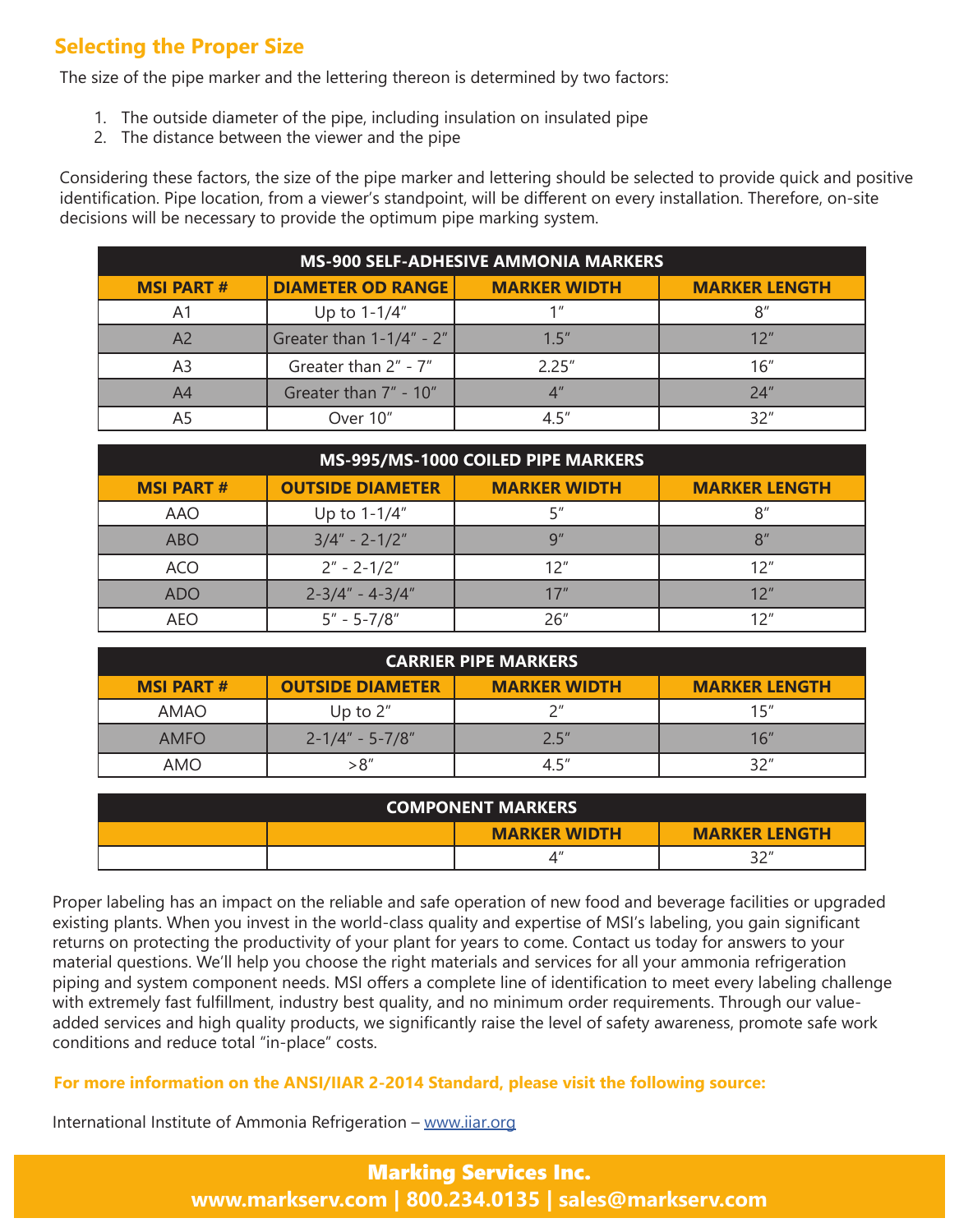## Selecting the Proper Size

The size of the pipe marker and the lettering thereon is determined by two factors:

1. The outside diameter of the pipe, including insulation on insulated pipe
2. The distance between the viewer and the pipe

Considering these factors, the size of the pipe marker and lettering should be selected to provide quick and positive identification. Pipe location, from a viewer's standpoint, will be different on every installation. Therefore, on-site decisions will be necessary to provide the optimum pipe marking system.

| MS-900 SELF-ADHESIVE AMMONIA MARKERS | | | |
|---|---|---|---|
| **MSI PART #** | **DIAMETER OD RANGE** | **MARKER WIDTH** | **MARKER LENGTH** |
| A1 | Up to 1-1/4" | 1" | 8" |
| A2 | Greater than 1-1/4" - 2" | 1.5" | 12" |
| A3 | Greater than 2" - 7" | 2.25" | 16" |
| A4 | Greater than 7" - 10" | 4" | 24" |
| A5 | Over 10" | 4.5" | 32" |

| MS-995/MS-1000 COILED PIPE MARKERS | | | |
|---|---|---|---|
| **MSI PART #** | **OUTSIDE DIAMETER** | **MARKER WIDTH** | **MARKER LENGTH** |
| AAO | Up to 1-1/4" | 5" | 8" |
| ABO | 3/4" - 2-1/2" | 9" | 8" |
| ACO | 2" - 2-1/2" | 12" | 12" |
| ADO | 2-3/4" - 4-3/4" | 17" | 12" |
| AEO | 5" - 5-7/8" | 26" | 12" |

| CARRIER PIPE MARKERS | | | |
|---|---|---|---|
| **MSI PART #** | **OUTSIDE DIAMETER** | **MARKER WIDTH** | **MARKER LENGTH** |
| AMAO | Up to 2" | 2" | 15" |
| AMFO | 2-1/4" - 5-7/8" | 2.5" | 16" |
| AMO | >8" | 4.5" | 32" |

| COMPONENT MARKERS | | | |
|---|---|---|---|
| | | **MARKER WIDTH** | **MARKER LENGTH** |
| | | 4" | 32" |

Proper labeling has an impact on the reliable and safe operation of new food and beverage facilities or upgraded existing plants. When you invest in the world-class quality and expertise of MSI's labeling, you gain significant returns on protecting the productivity of your plant for years to come. Contact us today for answers to your material questions. We'll help you choose the right materials and services for all your ammonia refrigeration piping and system component needs. MSI offers a complete line of identification to meet every labeling challenge with extremely fast fulfillment, industry best quality, and no minimum order requirements. Through our value-added services and high quality products, we significantly raise the level of safety awareness, promote safe work conditions and reduce total "in-place" costs.

**For more information on the ANSI/IIAR 2-2014 Standard, please visit the following source:**

International Institute of Ammonia Refrigeration – www.iiar.org

**Marking Services Inc.**
**www.markserv.com | 800.234.0135 | sales@markserv.com**